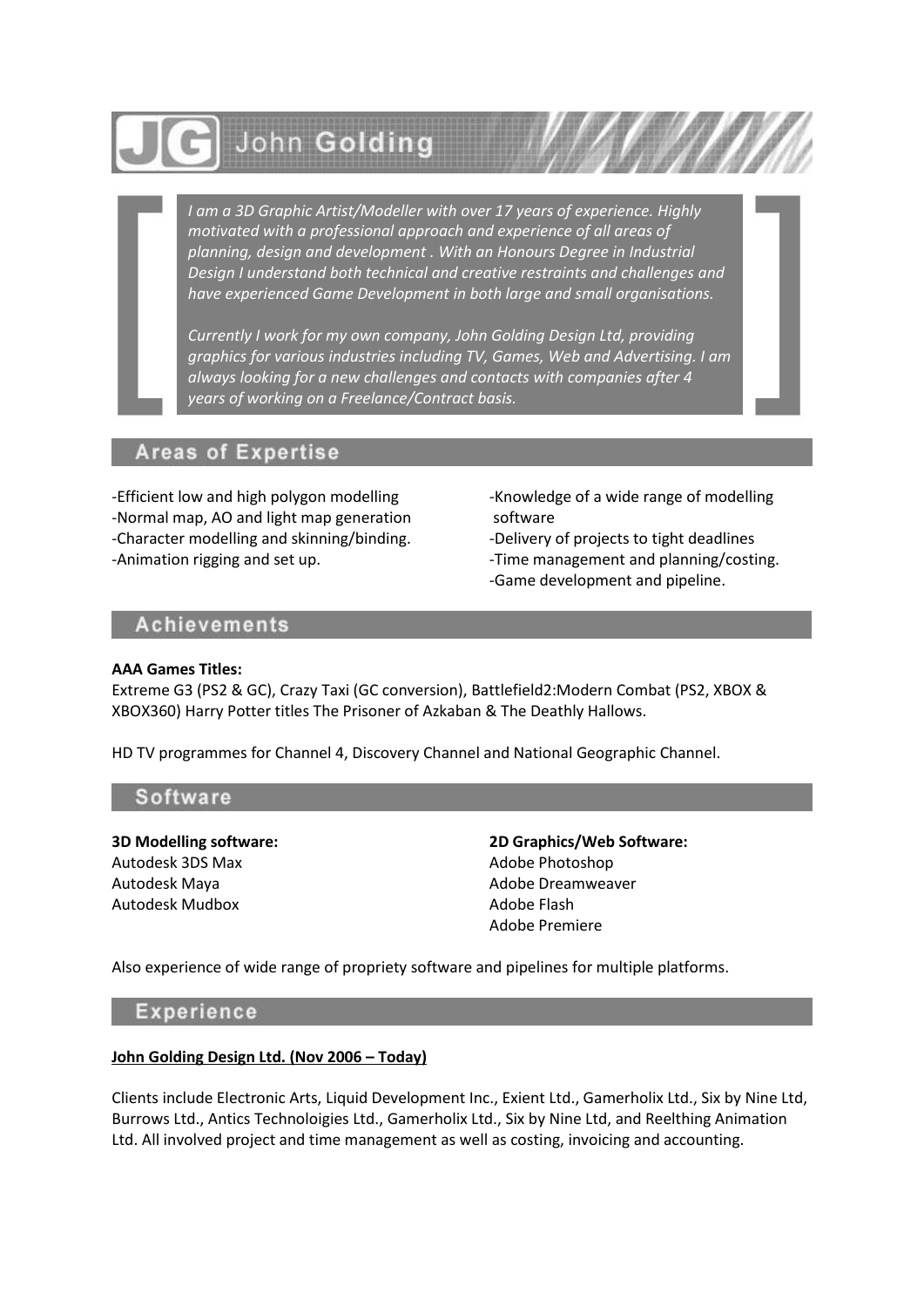# John Golding

*I am a 3D Graphic Artist/Modeller with over 17 years of experience. Highly motivated with a professional approach and experience of all areas of planning, design and development . With an Honours Degree in Industrial Design I understand both technical and creative restraints and challenges and have experienced Game Development in both large and small organisations.*

*Currently I work for my own company, John Golding Design Ltd, providing graphics for various industries including TV, Games, Web and Advertising. I am always looking for a new challenges and contacts with companies after 4 years of working on a Freelance/Contract basis.*

## Areas of Expertise

-Efficient low and high polygon modelling
-Normal map, AO and light map generation
-Character modelling and skinning/binding.
-Animation rigging and set up.
-Knowledge of a wide range of modelling software
-Delivery of projects to tight deadlines
-Time management and planning/costing.
-Game development and pipeline.

## Achievements

**AAA Games Titles:**
Extreme G3 (PS2 & GC), Crazy Taxi (GC conversion), Battlefield2:Modern Combat (PS2, XBOX & XBOX360) Harry Potter titles The Prisoner of Azkaban & The Deathly Hallows.

HD TV programmes for Channel 4, Discovery Channel and National Geographic Channel.

## Software

**3D Modelling software:**
Autodesk 3DS Max
Autodesk Maya
Autodesk Mudbox

**2D Graphics/Web Software:**
Adobe Photoshop
Adobe Dreamweaver
Adobe Flash
Adobe Premiere

Also experience of wide range of propriety software and pipelines for multiple platforms.

## Experience

**John Golding Design Ltd. (Nov 2006 – Today)**

Clients include Electronic Arts, Liquid Development Inc., Exient Ltd., Gamerholix Ltd., Six by Nine Ltd, Burrows Ltd., Antics Technoloigies Ltd., Gamerholix Ltd., Six by Nine Ltd, and Reelthing Animation Ltd. All involved project and time management as well as costing, invoicing and accounting.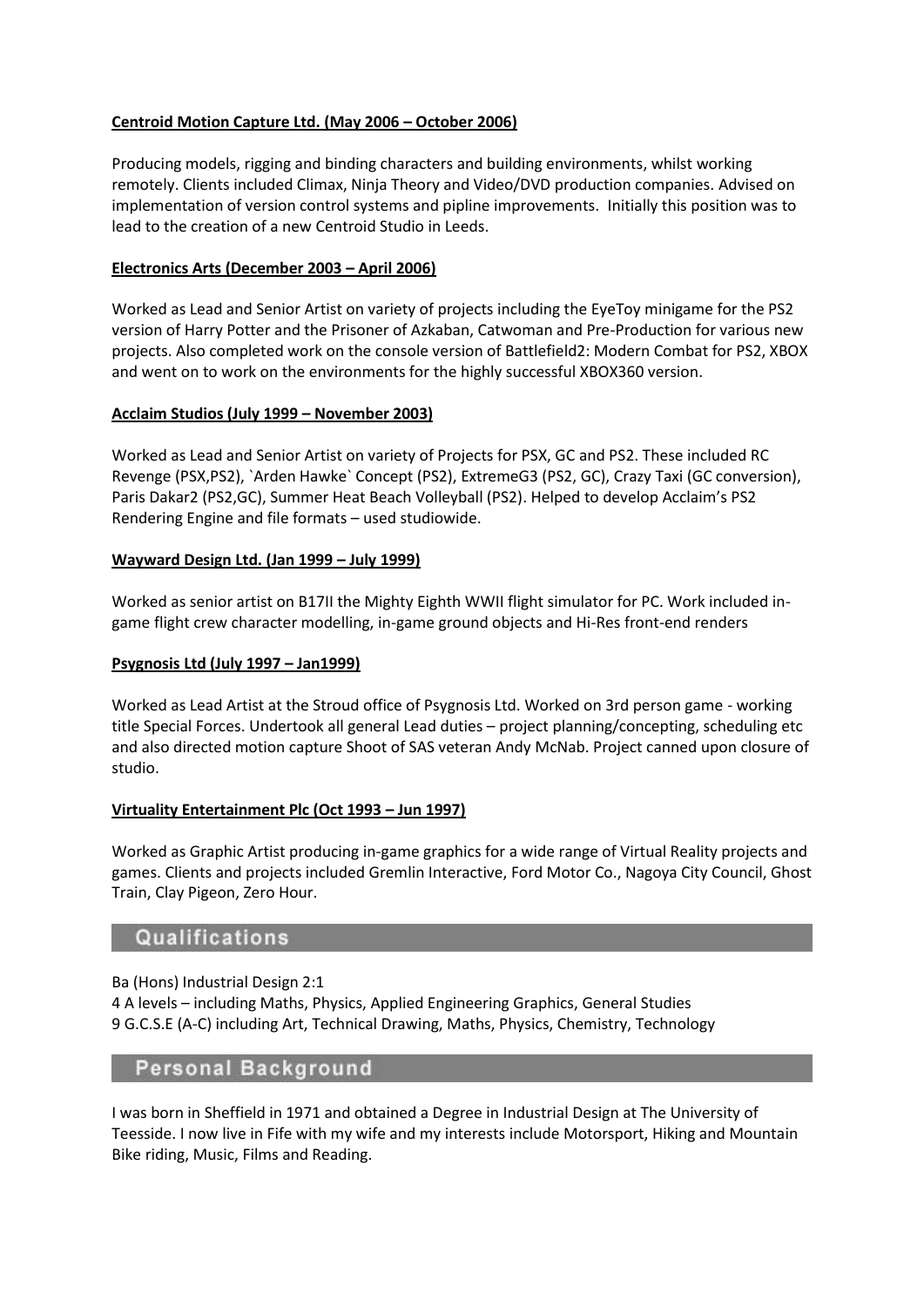**Centroid Motion Capture Ltd. (May 2006 – October 2006)**

Producing models, rigging and binding characters and building environments, whilst working remotely. Clients included Climax, Ninja Theory and Video/DVD production companies. Advised on implementation of version control systems and pipline improvements. Initially this position was to lead to the creation of a new Centroid Studio in Leeds.

**Electronics Arts (December 2003 – April 2006)**

Worked as Lead and Senior Artist on variety of projects including the EyeToy minigame for the PS2 version of Harry Potter and the Prisoner of Azkaban, Catwoman and Pre-Production for various new projects. Also completed work on the console version of Battlefield2: Modern Combat for PS2, XBOX and went on to work on the environments for the highly successful XBOX360 version.

**Acclaim Studios (July 1999 – November 2003)**

Worked as Lead and Senior Artist on variety of Projects for PSX, GC and PS2. These included RC Revenge (PSX,PS2), `Arden Hawke` Concept (PS2), ExtremeG3 (PS2, GC), Crazy Taxi (GC conversion), Paris Dakar2 (PS2,GC), Summer Heat Beach Volleyball (PS2). Helped to develop Acclaim's PS2 Rendering Engine and file formats – used studiowide.

**Wayward Design Ltd. (Jan 1999 – July 1999)**

Worked as senior artist on B17II the Mighty Eighth WWII flight simulator for PC. Work included in-game flight crew character modelling, in-game ground objects and Hi-Res front-end renders

**Psygnosis Ltd (July 1997 – Jan1999)**

Worked as Lead Artist at the Stroud office of Psygnosis Ltd. Worked on 3rd person game - working title Special Forces. Undertook all general Lead duties – project planning/concepting, scheduling etc and also directed motion capture Shoot of SAS veteran Andy McNab. Project canned upon closure of studio.

**Virtuality Entertainment Plc (Oct 1993 – Jun 1997)**

Worked as Graphic Artist producing in-game graphics for a wide range of Virtual Reality projects and games. Clients and projects included Gremlin Interactive, Ford Motor Co., Nagoya City Council, Ghost Train, Clay Pigeon, Zero Hour.

## Qualifications

Ba (Hons) Industrial Design 2:1
4 A levels – including Maths, Physics, Applied Engineering Graphics, General Studies
9 G.C.S.E (A-C) including Art, Technical Drawing, Maths, Physics, Chemistry, Technology

## Personal Background

I was born in Sheffield in 1971 and obtained a Degree in Industrial Design at The University of Teesside. I now live in Fife with my wife and my interests include Motorsport, Hiking and Mountain Bike riding, Music, Films and Reading.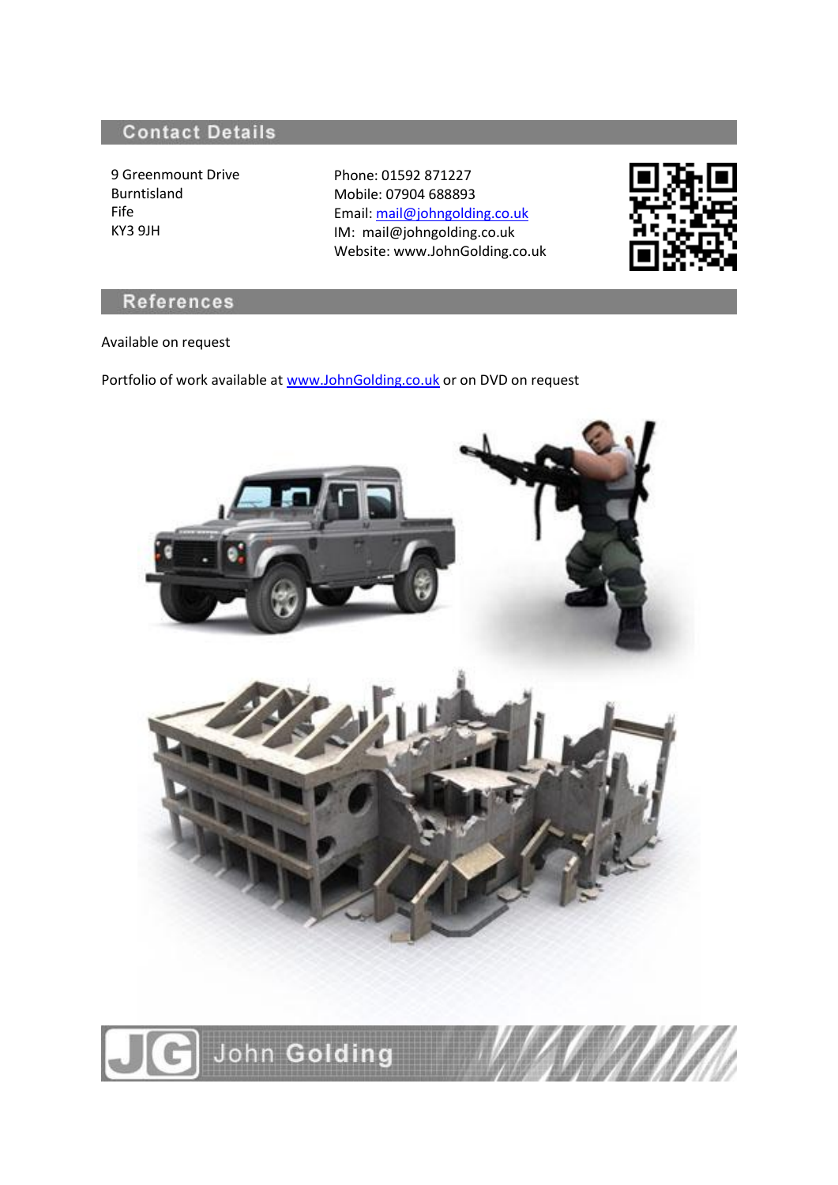## Contact Details

9 Greenmount Drive
Burntisland
Fife
KY3 9JH

Phone: 01592 871227
Mobile: 07904 688893
Email: mail@johngolding.co.uk
IM: mail@johngolding.co.uk
Website: www.JohnGolding.co.uk

## References

Available on request

Portfolio of work available at www.JohnGolding.co.uk or on DVD on request

JG John Golding